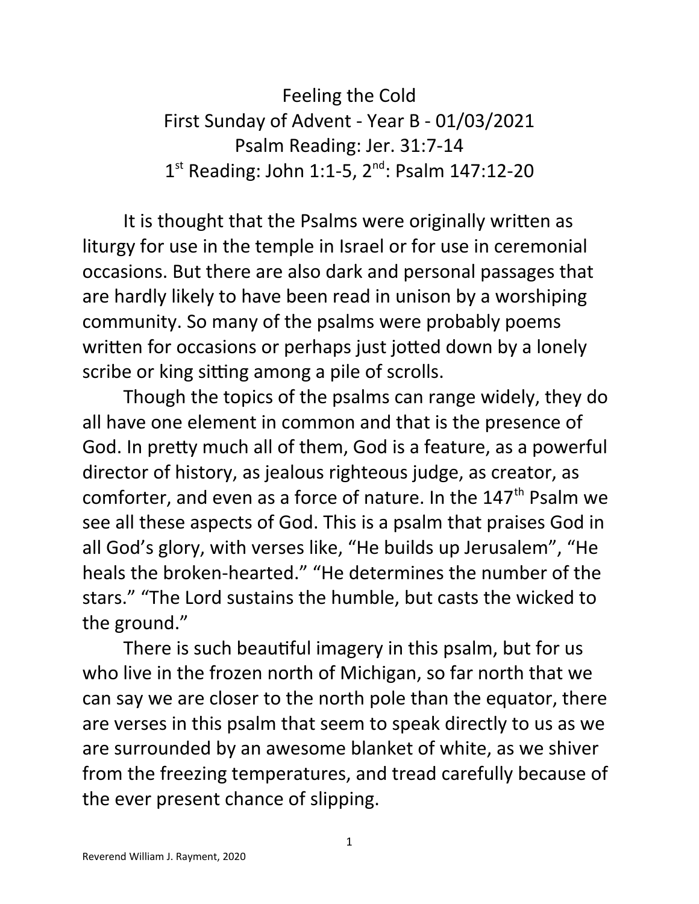# Feeling the Cold

First Sunday of Advent - Year B - 01/03/2021

Psalm Reading: Jer. 31:7-14

1st Reading: John 1:1-5, 2nd: Psalm 147:12-20

It is thought that the Psalms were originally written as liturgy for use in the temple in Israel or for use in ceremonial occasions. But there are also dark and personal passages that are hardly likely to have been read in unison by a worshiping community. So many of the psalms were probably poems written for occasions or perhaps just jotted down by a lonely scribe or king sitting among a pile of scrolls.

Though the topics of the psalms can range widely, they do all have one element in common and that is the presence of God. In pretty much all of them, God is a feature, as a powerful director of history, as jealous righteous judge, as creator, as comforter, and even as a force of nature. In the 147th Psalm we see all these aspects of God. This is a psalm that praises God in all God's glory, with verses like, "He builds up Jerusalem", "He heals the broken-hearted." "He determines the number of the stars." "The Lord sustains the humble, but casts the wicked to the ground."

There is such beautiful imagery in this psalm, but for us who live in the frozen north of Michigan, so far north that we can say we are closer to the north pole than the equator, there are verses in this psalm that seem to speak directly to us as we are surrounded by an awesome blanket of white, as we shiver from the freezing temperatures, and tread carefully because of the ever present chance of slipping.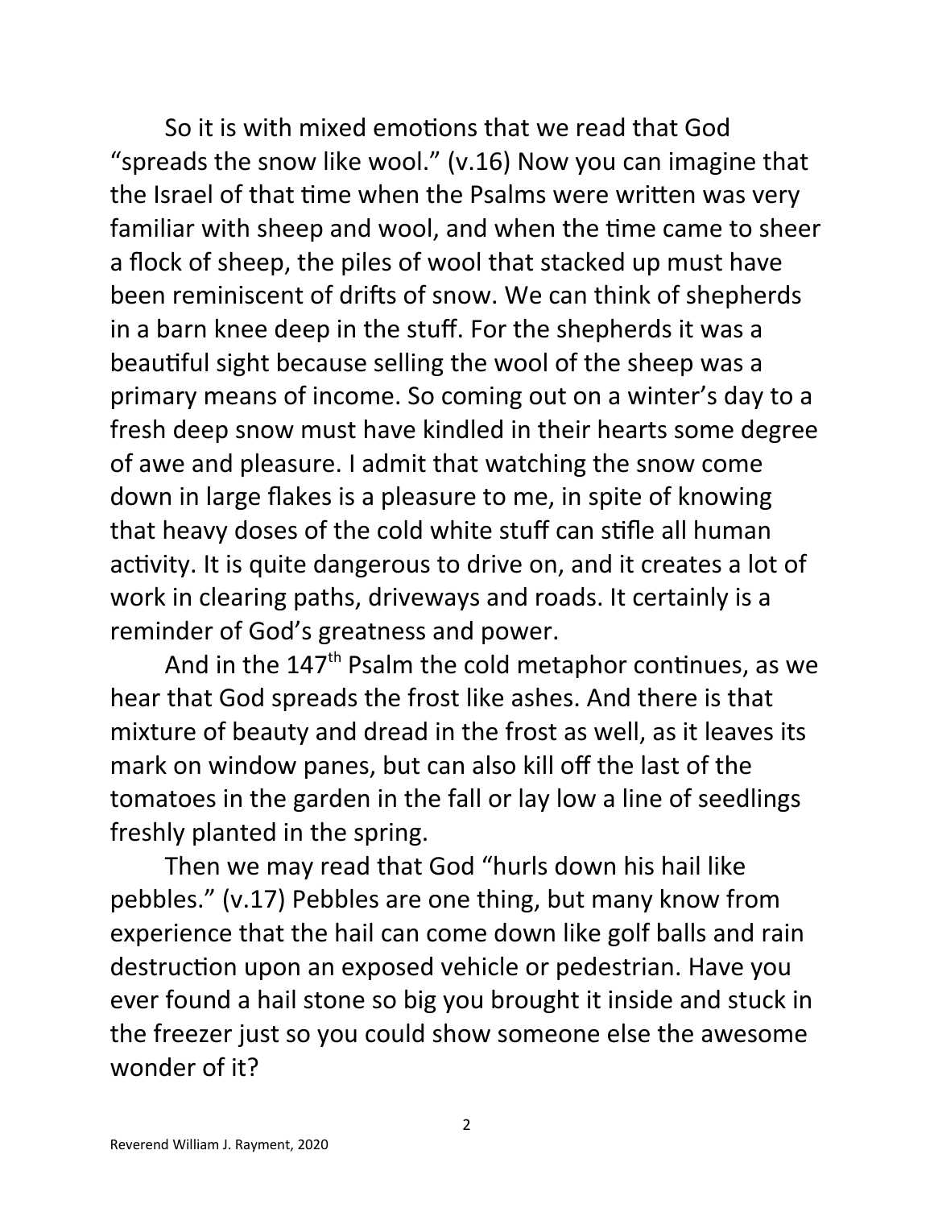So it is with mixed emotions that we read that God "spreads the snow like wool." (v.16) Now you can imagine that the Israel of that time when the Psalms were written was very familiar with sheep and wool, and when the time came to sheer a flock of sheep, the piles of wool that stacked up must have been reminiscent of drifts of snow. We can think of shepherds in a barn knee deep in the stuff. For the shepherds it was a beautiful sight because selling the wool of the sheep was a primary means of income. So coming out on a winter's day to a fresh deep snow must have kindled in their hearts some degree of awe and pleasure. I admit that watching the snow come down in large flakes is a pleasure to me, in spite of knowing that heavy doses of the cold white stuff can stifle all human activity. It is quite dangerous to drive on, and it creates a lot of work in clearing paths, driveways and roads. It certainly is a reminder of God's greatness and power.

And in the 147th Psalm the cold metaphor continues, as we hear that God spreads the frost like ashes. And there is that mixture of beauty and dread in the frost as well, as it leaves its mark on window panes, but can also kill off the last of the tomatoes in the garden in the fall or lay low a line of seedlings freshly planted in the spring.

Then we may read that God "hurls down his hail like pebbles." (v.17) Pebbles are one thing, but many know from experience that the hail can come down like golf balls and rain destruction upon an exposed vehicle or pedestrian. Have you ever found a hail stone so big you brought it inside and stuck in the freezer just so you could show someone else the awesome wonder of it?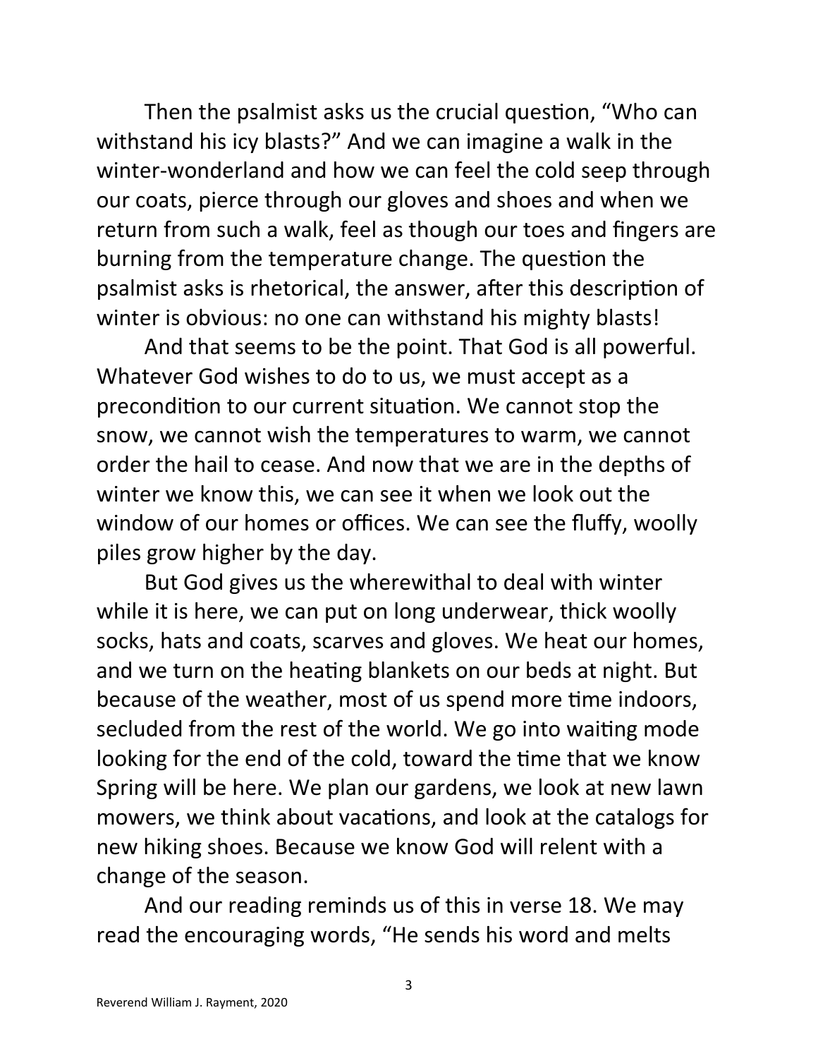Then the psalmist asks us the crucial question, "Who can withstand his icy blasts?" And we can imagine a walk in the winter-wonderland and how we can feel the cold seep through our coats, pierce through our gloves and shoes and when we return from such a walk, feel as though our toes and fingers are burning from the temperature change. The question the psalmist asks is rhetorical, the answer, after this description of winter is obvious: no one can withstand his mighty blasts!

And that seems to be the point. That God is all powerful. Whatever God wishes to do to us, we must accept as a precondition to our current situation. We cannot stop the snow, we cannot wish the temperatures to warm, we cannot order the hail to cease. And now that we are in the depths of winter we know this, we can see it when we look out the window of our homes or offices. We can see the fluffy, woolly piles grow higher by the day.

But God gives us the wherewithal to deal with winter while it is here, we can put on long underwear, thick woolly socks, hats and coats, scarves and gloves. We heat our homes, and we turn on the heating blankets on our beds at night. But because of the weather, most of us spend more time indoors, secluded from the rest of the world. We go into waiting mode looking for the end of the cold, toward the time that we know Spring will be here. We plan our gardens, we look at new lawn mowers, we think about vacations, and look at the catalogs for new hiking shoes. Because we know God will relent with a change of the season.

And our reading reminds us of this in verse 18. We may read the encouraging words, "He sends his word and melts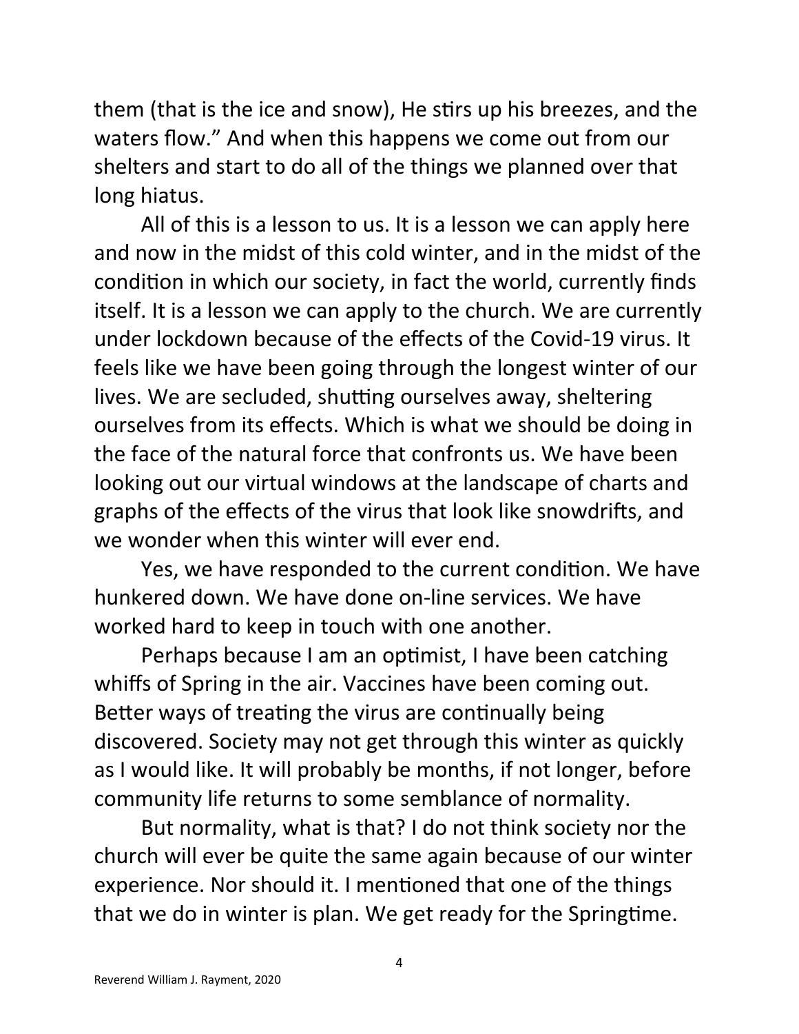them (that is the ice and snow), He stirs up his breezes, and the waters flow." And when this happens we come out from our shelters and start to do all of the things we planned over that long hiatus.

All of this is a lesson to us. It is a lesson we can apply here and now in the midst of this cold winter, and in the midst of the condition in which our society, in fact the world, currently finds itself. It is a lesson we can apply to the church. We are currently under lockdown because of the effects of the Covid-19 virus. It feels like we have been going through the longest winter of our lives. We are secluded, shutting ourselves away, sheltering ourselves from its effects. Which is what we should be doing in the face of the natural force that confronts us. We have been looking out our virtual windows at the landscape of charts and graphs of the effects of the virus that look like snowdrifts, and we wonder when this winter will ever end.

Yes, we have responded to the current condition. We have hunkered down. We have done on-line services. We have worked hard to keep in touch with one another.

Perhaps because I am an optimist, I have been catching whiffs of Spring in the air. Vaccines have been coming out. Better ways of treating the virus are continually being discovered. Society may not get through this winter as quickly as I would like. It will probably be months, if not longer, before community life returns to some semblance of normality.

But normality, what is that? I do not think society nor the church will ever be quite the same again because of our winter experience. Nor should it. I mentioned that one of the things that we do in winter is plan. We get ready for the Springtime.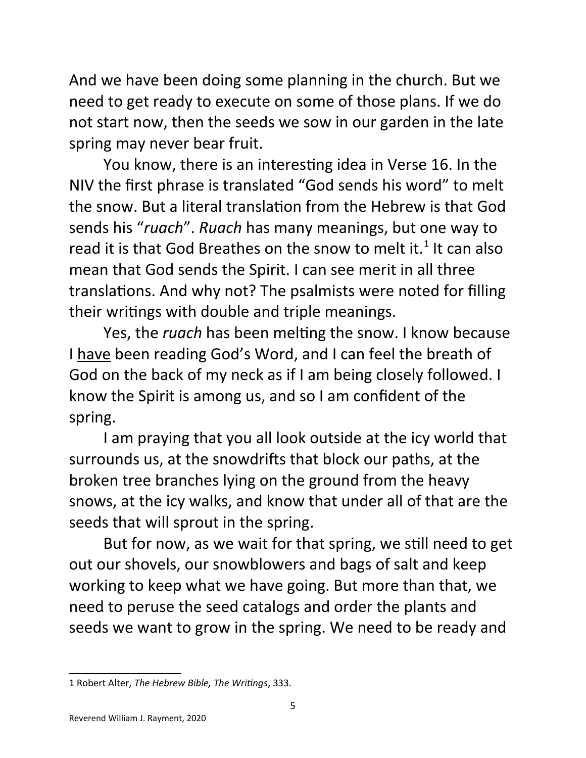And we have been doing some planning in the church. But we need to get ready to execute on some of those plans. If we do not start now, then the seeds we sow in our garden in the late spring may never bear fruit.

You know, there is an interesting idea in Verse 16. In the NIV the first phrase is translated "God sends his word" to melt the snow. But a literal translation from the Hebrew is that God sends his "*ruach*". *Ruach* has many meanings, but one way to read it is that God Breathes on the snow to melt it.[1] It can also mean that God sends the Spirit. I can see merit in all three translations. And why not? The psalmists were noted for filling their writings with double and triple meanings.

Yes, the *ruach* has been melting the snow. I know because I <u>have</u> been reading God's Word, and I can feel the breath of God on the back of my neck as if I am being closely followed. I know the Spirit is among us, and so I am confident of the spring.

I am praying that you all look outside at the icy world that surrounds us, at the snowdrifts that block our paths, at the broken tree branches lying on the ground from the heavy snows, at the icy walks, and know that under all of that are the seeds that will sprout in the spring.

But for now, as we wait for that spring, we still need to get out our shovels, our snowblowers and bags of salt and keep working to keep what we have going. But more than that, we need to peruse the seed catalogs and order the plants and seeds we want to grow in the spring. We need to be ready and

---

[1] Robert Alter, *The Hebrew Bible, The Writings*, 333.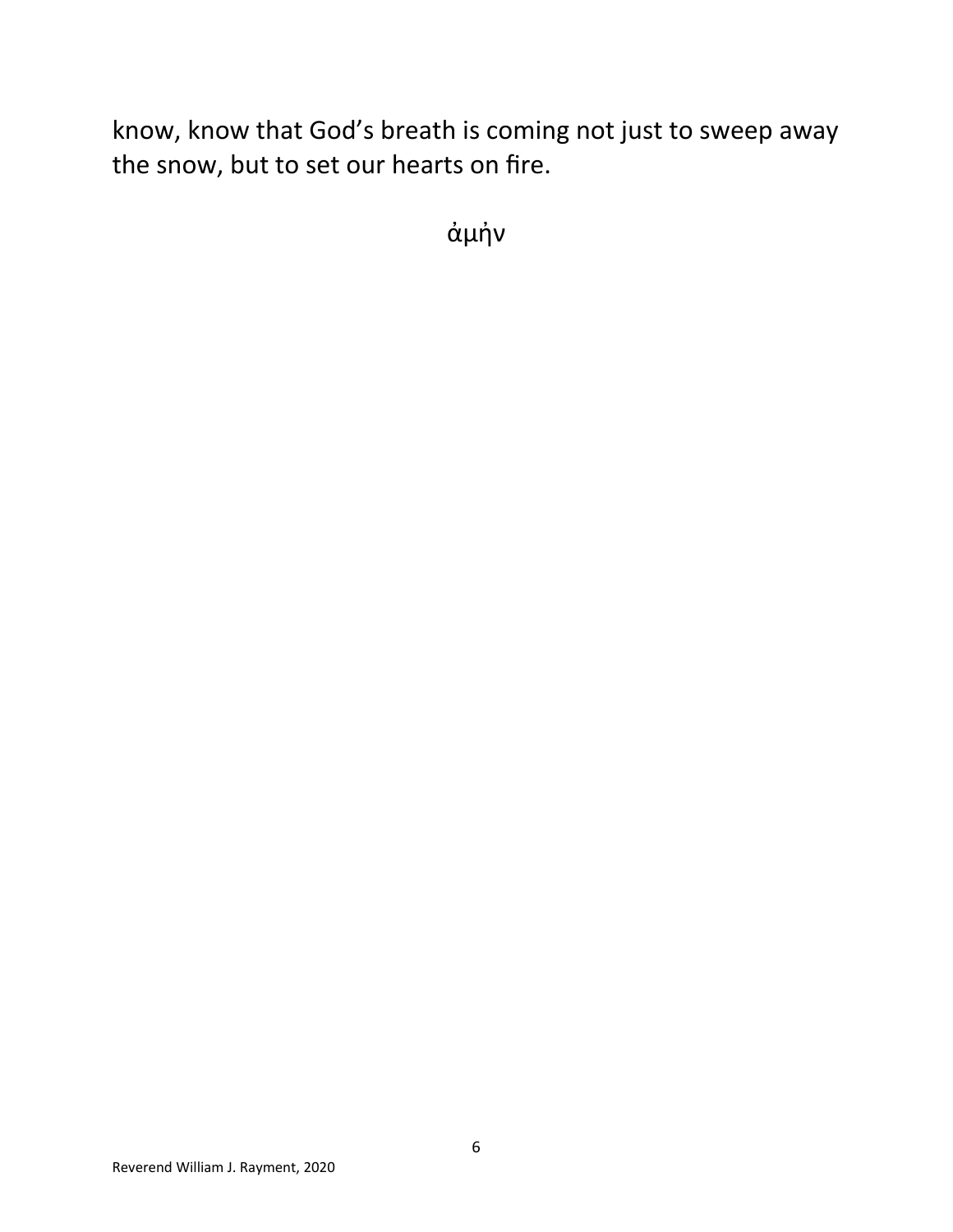know, know that God's breath is coming not just to sweep away the snow, but to set our hearts on fire.

ἀμὴν